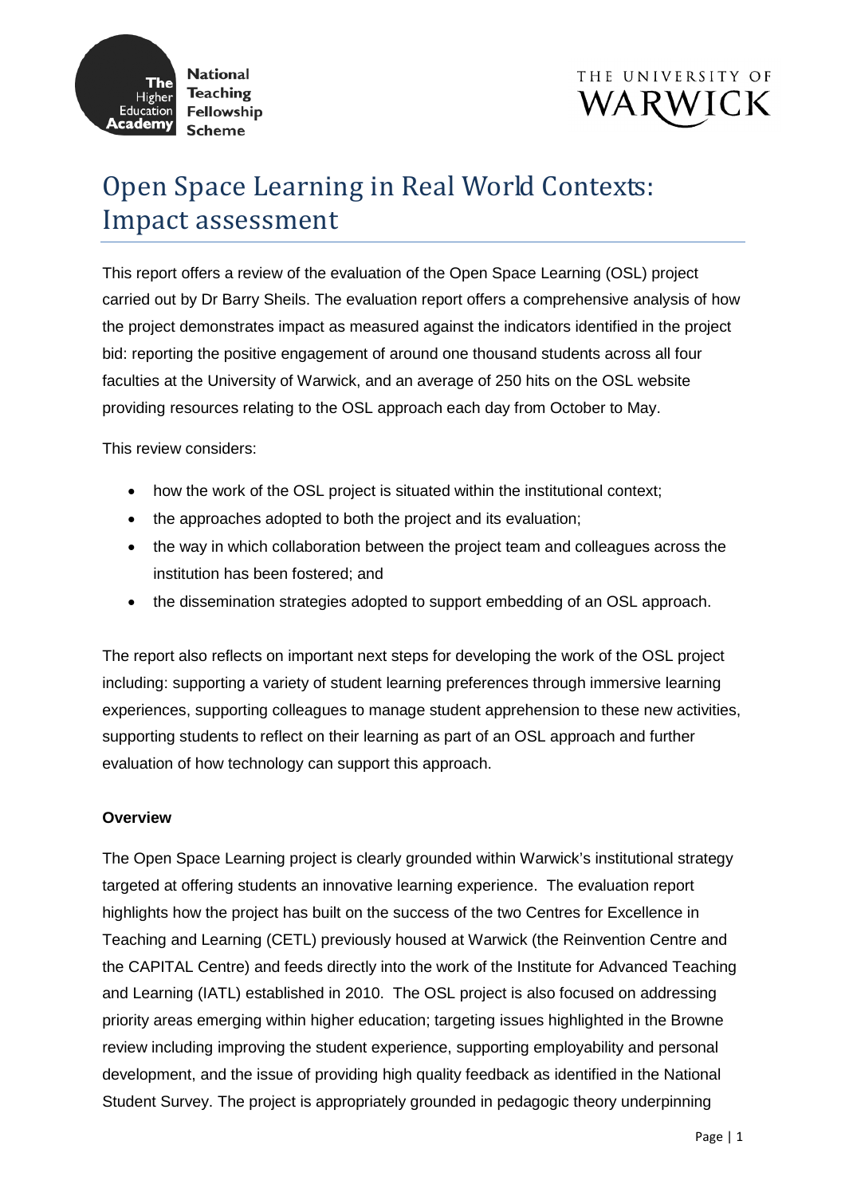# Open Space Learning in Real World Contexts: Impact assessment

This report offers a review of the evaluation of the Open Space Learning (OSL) project carried out by Dr Barry Sheils. The evaluation report offers a comprehensive analysis of how the project demonstrates impact as measured against the indicators identified in the project bid: reporting the positive engagement of around one thousand students across all four faculties at the University of Warwick, and an average of 250 hits on the OSL website providing resources relating to the OSL approach each day from October to May.

This review considers:

- how the work of the OSL project is situated within the institutional context;
- the approaches adopted to both the project and its evaluation;
- the way in which collaboration between the project team and colleagues across the institution has been fostered; and
- the dissemination strategies adopted to support embedding of an OSL approach.

The report also reflects on important next steps for developing the work of the OSL project including: supporting a variety of student learning preferences through immersive learning experiences, supporting colleagues to manage student apprehension to these new activities, supporting students to reflect on their learning as part of an OSL approach and further evaluation of how technology can support this approach.

**Overview**

The Open Space Learning project is clearly grounded within Warwick's institutional strategy targeted at offering students an innovative learning experience. The evaluation report highlights how the project has built on the success of the two Centres for Excellence in Teaching and Learning (CETL) previously housed at Warwick (the Reinvention Centre and the CAPITAL Centre) and feeds directly into the work of the Institute for Advanced Teaching and Learning (IATL) established in 2010. The OSL project is also focused on addressing priority areas emerging within higher education; targeting issues highlighted in the Browne review including improving the student experience, supporting employability and personal development, and the issue of providing high quality feedback as identified in the National Student Survey. The project is appropriately grounded in pedagogic theory underpinning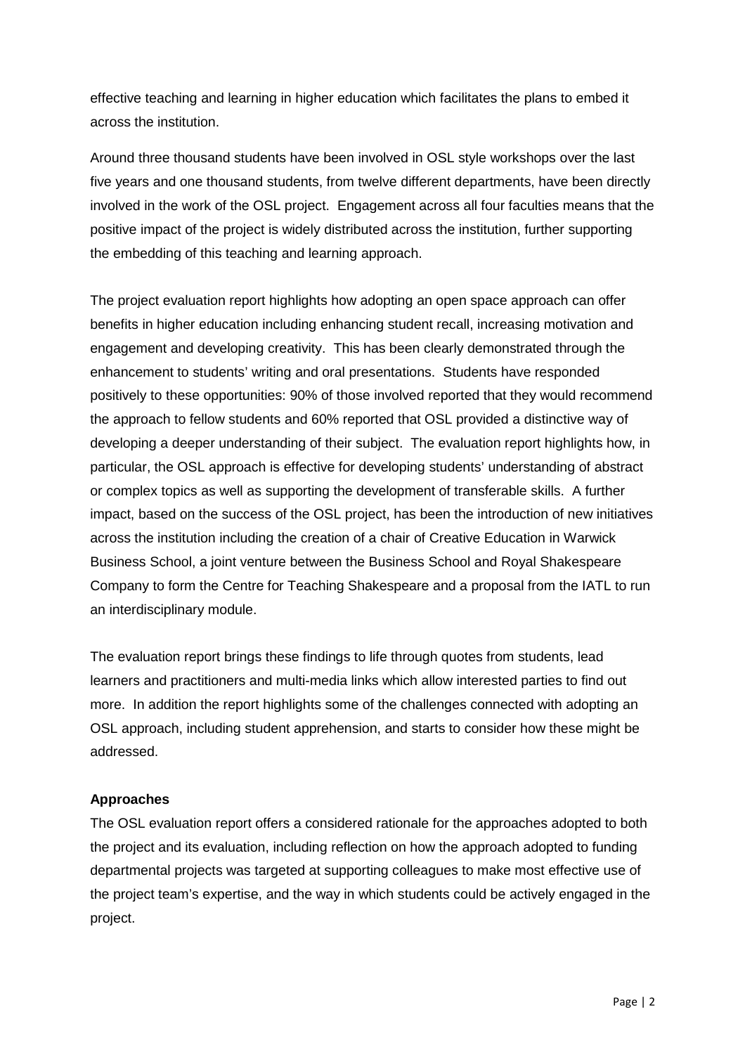effective teaching and learning in higher education which facilitates the plans to embed it across the institution.

Around three thousand students have been involved in OSL style workshops over the last five years and one thousand students, from twelve different departments, have been directly involved in the work of the OSL project. Engagement across all four faculties means that the positive impact of the project is widely distributed across the institution, further supporting the embedding of this teaching and learning approach.

The project evaluation report highlights how adopting an open space approach can offer benefits in higher education including enhancing student recall, increasing motivation and engagement and developing creativity. This has been clearly demonstrated through the enhancement to students' writing and oral presentations. Students have responded positively to these opportunities: 90% of those involved reported that they would recommend the approach to fellow students and 60% reported that OSL provided a distinctive way of developing a deeper understanding of their subject. The evaluation report highlights how, in particular, the OSL approach is effective for developing students' understanding of abstract or complex topics as well as supporting the development of transferable skills. A further impact, based on the success of the OSL project, has been the introduction of new initiatives across the institution including the creation of a chair of Creative Education in Warwick Business School, a joint venture between the Business School and Royal Shakespeare Company to form the Centre for Teaching Shakespeare and a proposal from the IATL to run an interdisciplinary module.

The evaluation report brings these findings to life through quotes from students, lead learners and practitioners and multi-media links which allow interested parties to find out more. In addition the report highlights some of the challenges connected with adopting an OSL approach, including student apprehension, and starts to consider how these might be addressed.

**Approaches**

The OSL evaluation report offers a considered rationale for the approaches adopted to both the project and its evaluation, including reflection on how the approach adopted to funding departmental projects was targeted at supporting colleagues to make most effective use of the project team's expertise, and the way in which students could be actively engaged in the project.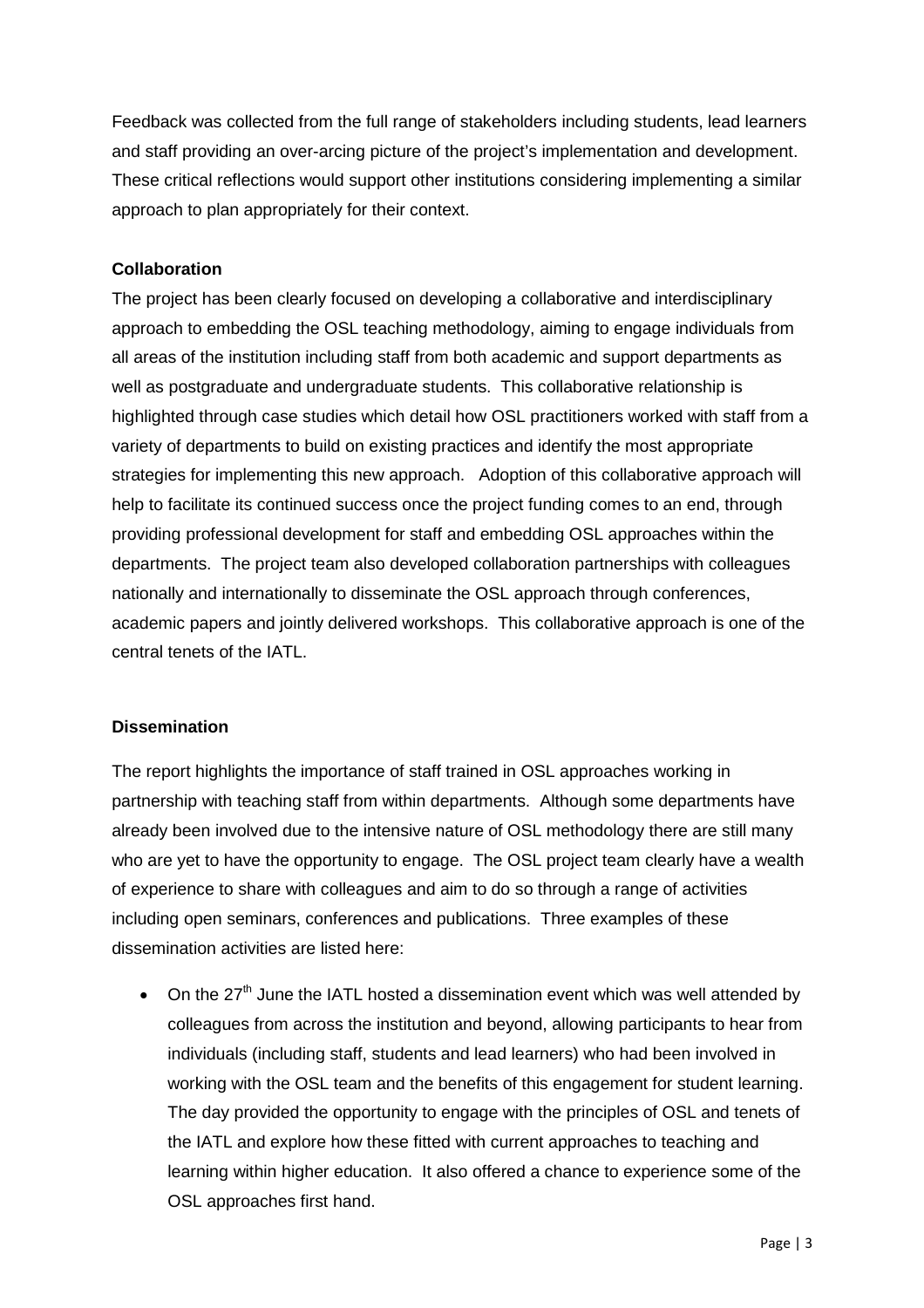Feedback was collected from the full range of stakeholders including students, lead learners and staff providing an over-arcing picture of the project's implementation and development. These critical reflections would support other institutions considering implementing a similar approach to plan appropriately for their context.

**Collaboration**

The project has been clearly focused on developing a collaborative and interdisciplinary approach to embedding the OSL teaching methodology, aiming to engage individuals from all areas of the institution including staff from both academic and support departments as well as postgraduate and undergraduate students. This collaborative relationship is highlighted through case studies which detail how OSL practitioners worked with staff from a variety of departments to build on existing practices and identify the most appropriate strategies for implementing this new approach. Adoption of this collaborative approach will help to facilitate its continued success once the project funding comes to an end, through providing professional development for staff and embedding OSL approaches within the departments. The project team also developed collaboration partnerships with colleagues nationally and internationally to disseminate the OSL approach through conferences, academic papers and jointly delivered workshops. This collaborative approach is one of the central tenets of the IATL.

**Dissemination**

The report highlights the importance of staff trained in OSL approaches working in partnership with teaching staff from within departments. Although some departments have already been involved due to the intensive nature of OSL methodology there are still many who are yet to have the opportunity to engage. The OSL project team clearly have a wealth of experience to share with colleagues and aim to do so through a range of activities including open seminars, conferences and publications. Three examples of these dissemination activities are listed here:

- On the 27th June the IATL hosted a dissemination event which was well attended by colleagues from across the institution and beyond, allowing participants to hear from individuals (including staff, students and lead learners) who had been involved in working with the OSL team and the benefits of this engagement for student learning. The day provided the opportunity to engage with the principles of OSL and tenets of the IATL and explore how these fitted with current approaches to teaching and learning within higher education. It also offered a chance to experience some of the OSL approaches first hand.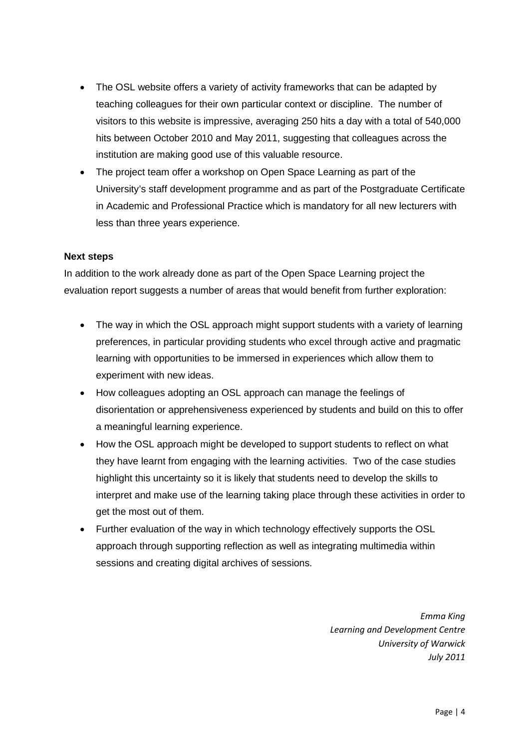- The OSL website offers a variety of activity frameworks that can be adapted by teaching colleagues for their own particular context or discipline. The number of visitors to this website is impressive, averaging 250 hits a day with a total of 540,000 hits between October 2010 and May 2011, suggesting that colleagues across the institution are making good use of this valuable resource.
- The project team offer a workshop on Open Space Learning as part of the University's staff development programme and as part of the Postgraduate Certificate in Academic and Professional Practice which is mandatory for all new lecturers with less than three years experience.

**Next steps**

In addition to the work already done as part of the Open Space Learning project the evaluation report suggests a number of areas that would benefit from further exploration:

- The way in which the OSL approach might support students with a variety of learning preferences, in particular providing students who excel through active and pragmatic learning with opportunities to be immersed in experiences which allow them to experiment with new ideas.
- How colleagues adopting an OSL approach can manage the feelings of disorientation or apprehensiveness experienced by students and build on this to offer a meaningful learning experience.
- How the OSL approach might be developed to support students to reflect on what they have learnt from engaging with the learning activities. Two of the case studies highlight this uncertainty so it is likely that students need to develop the skills to interpret and make use of the learning taking place through these activities in order to get the most out of them.
- Further evaluation of the way in which technology effectively supports the OSL approach through supporting reflection as well as integrating multimedia within sessions and creating digital archives of sessions.

*Emma King*
*Learning and Development Centre*
*University of Warwick*
*July 2011*